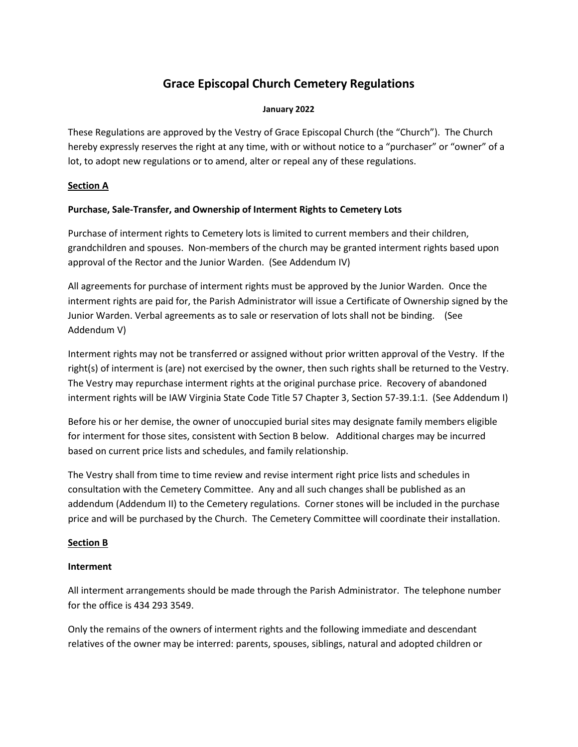# Grace Episcopal Church Cemetery Regulations

**January 2022**

These Regulations are approved by the Vestry of Grace Episcopal Church (the "Church"). The Church hereby expressly reserves the right at any time, with or without notice to a "purchaser" or "owner" of a lot, to adopt new regulations or to amend, alter or repeal any of these regulations.

## Section A

### Purchase, Sale-Transfer, and Ownership of Interment Rights to Cemetery Lots

Purchase of interment rights to Cemetery lots is limited to current members and their children, grandchildren and spouses. Non-members of the church may be granted interment rights based upon approval of the Rector and the Junior Warden. (See Addendum IV)

All agreements for purchase of interment rights must be approved by the Junior Warden. Once the interment rights are paid for, the Parish Administrator will issue a Certificate of Ownership signed by the Junior Warden. Verbal agreements as to sale or reservation of lots shall not be binding. (See Addendum V)

Interment rights may not be transferred or assigned without prior written approval of the Vestry. If the right(s) of interment is (are) not exercised by the owner, then such rights shall be returned to the Vestry. The Vestry may repurchase interment rights at the original purchase price. Recovery of abandoned interment rights will be IAW Virginia State Code Title 57 Chapter 3, Section 57-39.1:1. (See Addendum I)

Before his or her demise, the owner of unoccupied burial sites may designate family members eligible for interment for those sites, consistent with Section B below. Additional charges may be incurred based on current price lists and schedules, and family relationship.

The Vestry shall from time to time review and revise interment right price lists and schedules in consultation with the Cemetery Committee. Any and all such changes shall be published as an addendum (Addendum II) to the Cemetery regulations. Corner stones will be included in the purchase price and will be purchased by the Church. The Cemetery Committee will coordinate their installation.

## Section B

### Interment

All interment arrangements should be made through the Parish Administrator. The telephone number for the office is 434 293 3549.

Only the remains of the owners of interment rights and the following immediate and descendant relatives of the owner may be interred: parents, spouses, siblings, natural and adopted children or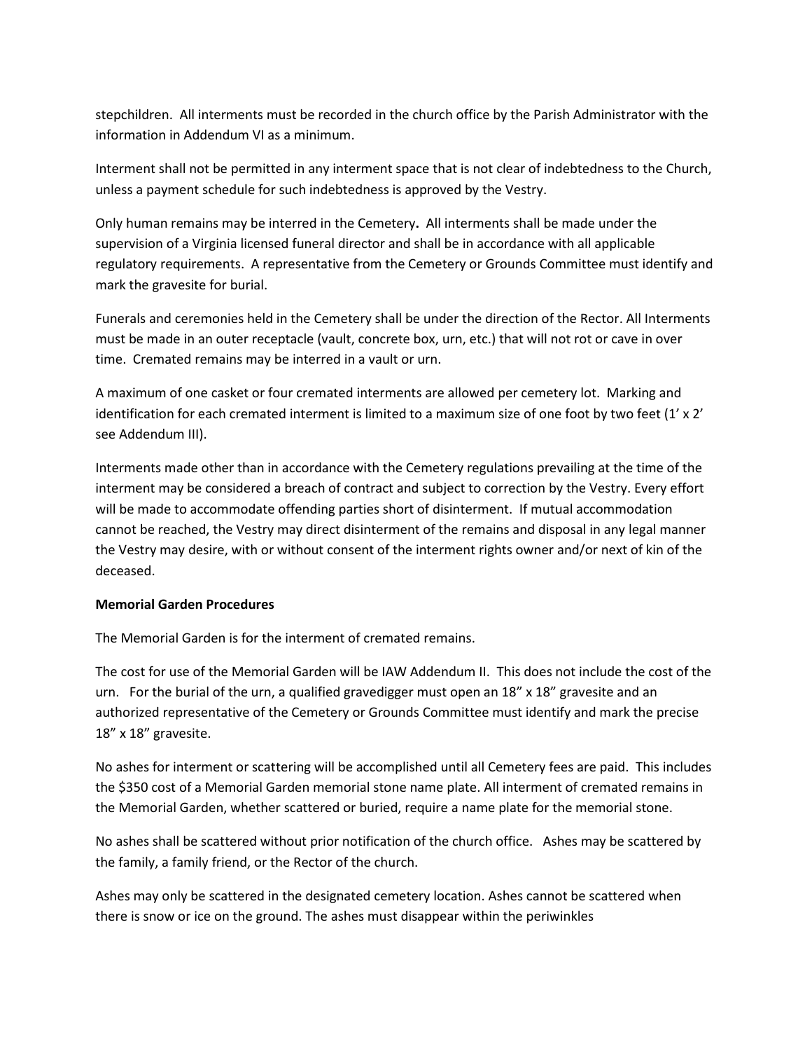stepchildren. All interments must be recorded in the church office by the Parish Administrator with the information in Addendum VI as a minimum.

Interment shall not be permitted in any interment space that is not clear of indebtedness to the Church, unless a payment schedule for such indebtedness is approved by the Vestry.

Only human remains may be interred in the Cemetery**.** All interments shall be made under the supervision of a Virginia licensed funeral director and shall be in accordance with all applicable regulatory requirements. A representative from the Cemetery or Grounds Committee must identify and mark the gravesite for burial.

Funerals and ceremonies held in the Cemetery shall be under the direction of the Rector. All Interments must be made in an outer receptacle (vault, concrete box, urn, etc.) that will not rot or cave in over time. Cremated remains may be interred in a vault or urn.

A maximum of one casket or four cremated interments are allowed per cemetery lot. Marking and identification for each cremated interment is limited to a maximum size of one foot by two feet (1' x 2' see Addendum III).

Interments made other than in accordance with the Cemetery regulations prevailing at the time of the interment may be considered a breach of contract and subject to correction by the Vestry. Every effort will be made to accommodate offending parties short of disinterment. If mutual accommodation cannot be reached, the Vestry may direct disinterment of the remains and disposal in any legal manner the Vestry may desire, with or without consent of the interment rights owner and/or next of kin of the deceased.

**Memorial Garden Procedures**

The Memorial Garden is for the interment of cremated remains.

The cost for use of the Memorial Garden will be IAW Addendum II. This does not include the cost of the urn. For the burial of the urn, a qualified gravedigger must open an 18" x 18" gravesite and an authorized representative of the Cemetery or Grounds Committee must identify and mark the precise 18" x 18" gravesite.

No ashes for interment or scattering will be accomplished until all Cemetery fees are paid. This includes the $350 cost of a Memorial Garden memorial stone name plate. All interment of cremated remains in the Memorial Garden, whether scattered or buried, require a name plate for the memorial stone.

No ashes shall be scattered without prior notification of the church office. Ashes may be scattered by the family, a family friend, or the Rector of the church.

Ashes may only be scattered in the designated cemetery location. Ashes cannot be scattered when there is snow or ice on the ground. The ashes must disappear within the periwinkles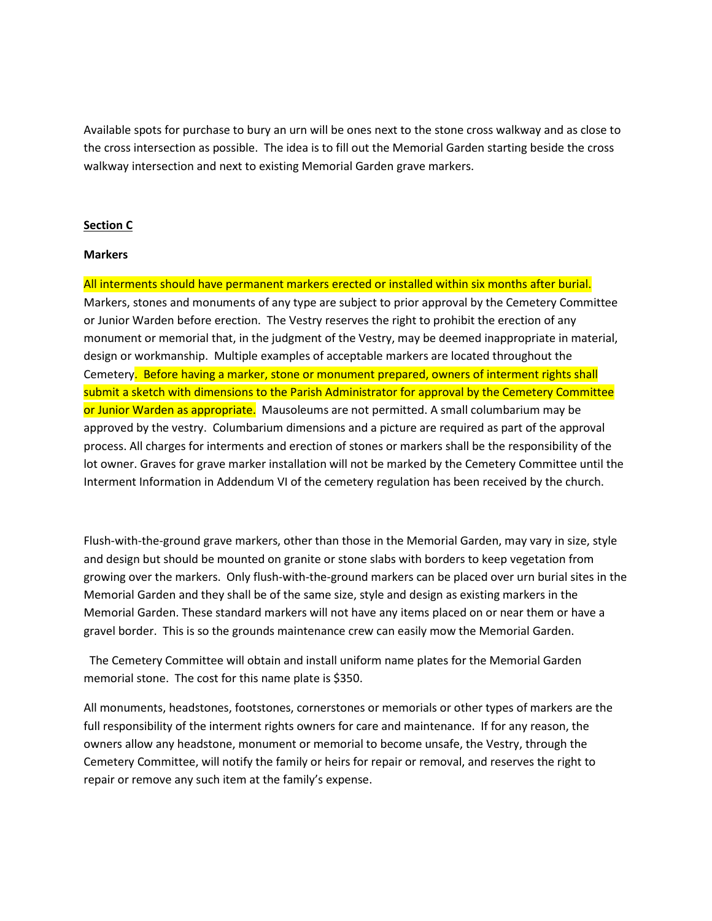Available spots for purchase to bury an urn will be ones next to the stone cross walkway and as close to the cross intersection as possible. The idea is to fill out the Memorial Garden starting beside the cross walkway intersection and next to existing Memorial Garden grave markers.

**Section C**

**Markers**

All interments should have permanent markers erected or installed within six months after burial. Markers, stones and monuments of any type are subject to prior approval by the Cemetery Committee or Junior Warden before erection. The Vestry reserves the right to prohibit the erection of any monument or memorial that, in the judgment of the Vestry, may be deemed inappropriate in material, design or workmanship. Multiple examples of acceptable markers are located throughout the Cemetery. Before having a marker, stone or monument prepared, owners of interment rights shall submit a sketch with dimensions to the Parish Administrator for approval by the Cemetery Committee or Junior Warden as appropriate. Mausoleums are not permitted. A small columbarium may be approved by the vestry. Columbarium dimensions and a picture are required as part of the approval process. All charges for interments and erection of stones or markers shall be the responsibility of the lot owner. Graves for grave marker installation will not be marked by the Cemetery Committee until the Interment Information in Addendum VI of the cemetery regulation has been received by the church.

Flush-with-the-ground grave markers, other than those in the Memorial Garden, may vary in size, style and design but should be mounted on granite or stone slabs with borders to keep vegetation from growing over the markers. Only flush-with-the-ground markers can be placed over urn burial sites in the Memorial Garden and they shall be of the same size, style and design as existing markers in the Memorial Garden. These standard markers will not have any items placed on or near them or have a gravel border. This is so the grounds maintenance crew can easily mow the Memorial Garden.

The Cemetery Committee will obtain and install uniform name plates for the Memorial Garden memorial stone. The cost for this name plate is $350.

All monuments, headstones, footstones, cornerstones or memorials or other types of markers are the full responsibility of the interment rights owners for care and maintenance. If for any reason, the owners allow any headstone, monument or memorial to become unsafe, the Vestry, through the Cemetery Committee, will notify the family or heirs for repair or removal, and reserves the right to repair or remove any such item at the family's expense.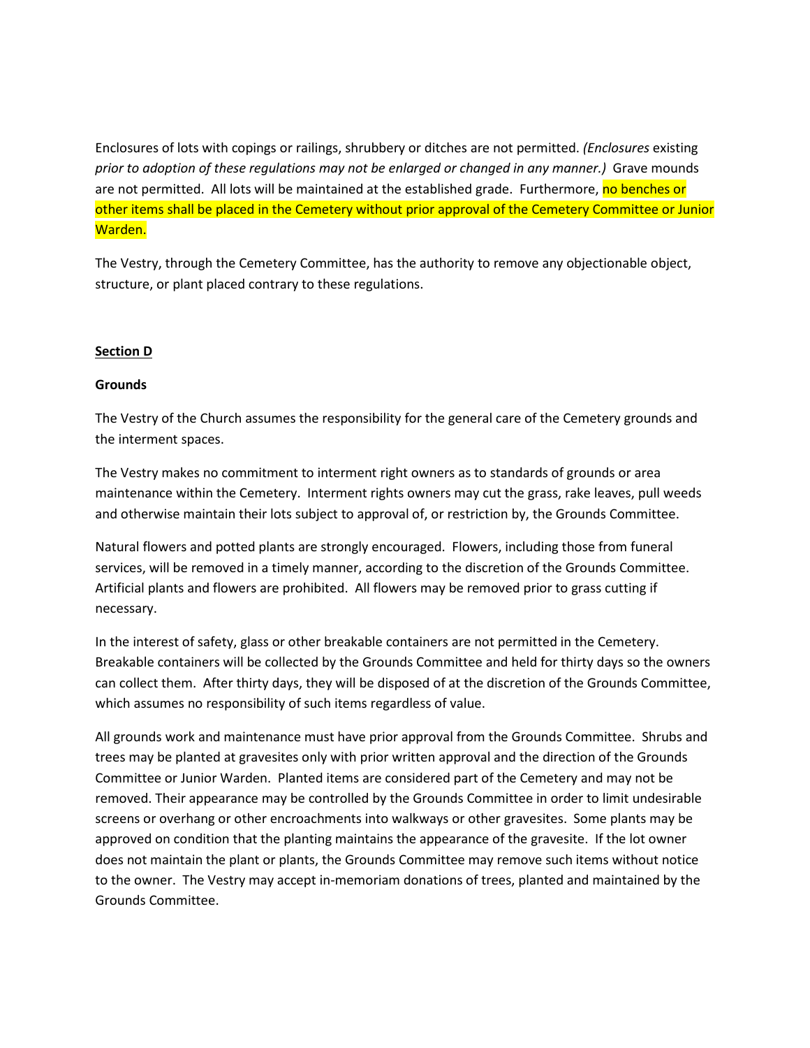Enclosures of lots with copings or railings, shrubbery or ditches are not permitted. *(Enclosures existing prior to adoption of these regulations may not be enlarged or changed in any manner.)* Grave mounds are not permitted. All lots will be maintained at the established grade. Furthermore, no benches or other items shall be placed in the Cemetery without prior approval of the Cemetery Committee or Junior Warden.

The Vestry, through the Cemetery Committee, has the authority to remove any objectionable object, structure, or plant placed contrary to these regulations.

## Section D

### Grounds

The Vestry of the Church assumes the responsibility for the general care of the Cemetery grounds and the interment spaces.

The Vestry makes no commitment to interment right owners as to standards of grounds or area maintenance within the Cemetery. Interment rights owners may cut the grass, rake leaves, pull weeds and otherwise maintain their lots subject to approval of, or restriction by, the Grounds Committee.

Natural flowers and potted plants are strongly encouraged. Flowers, including those from funeral services, will be removed in a timely manner, according to the discretion of the Grounds Committee. Artificial plants and flowers are prohibited. All flowers may be removed prior to grass cutting if necessary.

In the interest of safety, glass or other breakable containers are not permitted in the Cemetery. Breakable containers will be collected by the Grounds Committee and held for thirty days so the owners can collect them. After thirty days, they will be disposed of at the discretion of the Grounds Committee, which assumes no responsibility of such items regardless of value.

All grounds work and maintenance must have prior approval from the Grounds Committee. Shrubs and trees may be planted at gravesites only with prior written approval and the direction of the Grounds Committee or Junior Warden. Planted items are considered part of the Cemetery and may not be removed. Their appearance may be controlled by the Grounds Committee in order to limit undesirable screens or overhang or other encroachments into walkways or other gravesites. Some plants may be approved on condition that the planting maintains the appearance of the gravesite. If the lot owner does not maintain the plant or plants, the Grounds Committee may remove such items without notice to the owner. The Vestry may accept in-memoriam donations of trees, planted and maintained by the Grounds Committee.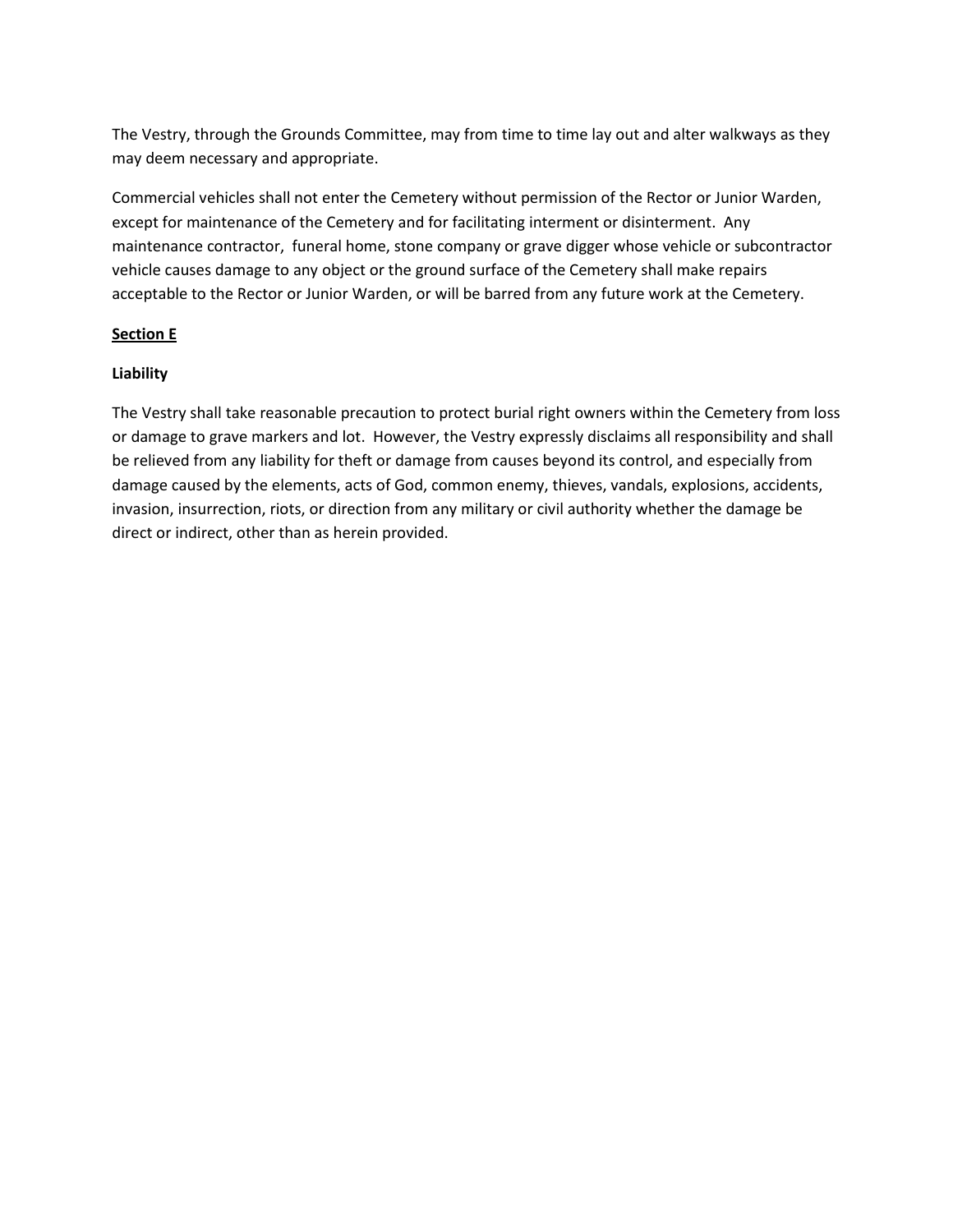The Vestry, through the Grounds Committee, may from time to time lay out and alter walkways as they may deem necessary and appropriate.

Commercial vehicles shall not enter the Cemetery without permission of the Rector or Junior Warden, except for maintenance of the Cemetery and for facilitating interment or disinterment. Any maintenance contractor, funeral home, stone company or grave digger whose vehicle or subcontractor vehicle causes damage to any object or the ground surface of the Cemetery shall make repairs acceptable to the Rector or Junior Warden, or will be barred from any future work at the Cemetery.

## Section E

**Liability**

The Vestry shall take reasonable precaution to protect burial right owners within the Cemetery from loss or damage to grave markers and lot. However, the Vestry expressly disclaims all responsibility and shall be relieved from any liability for theft or damage from causes beyond its control, and especially from damage caused by the elements, acts of God, common enemy, thieves, vandals, explosions, accidents, invasion, insurrection, riots, or direction from any military or civil authority whether the damage be direct or indirect, other than as herein provided.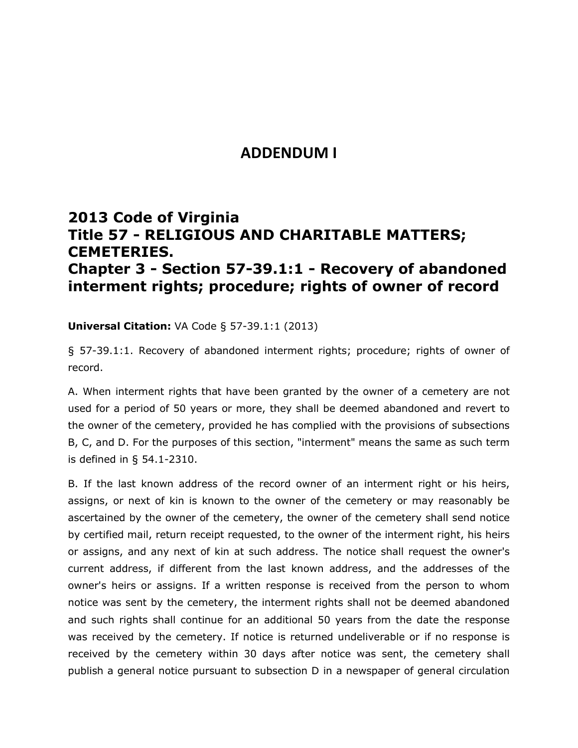# ADDENDUM I

## 2013 Code of Virginia
## Title 57 - RELIGIOUS AND CHARITABLE MATTERS; CEMETERIES.
## Chapter 3 - Section 57-39.1:1 - Recovery of abandoned interment rights; procedure; rights of owner of record

**Universal Citation:** VA Code § 57-39.1:1 (2013)

§ 57-39.1:1. Recovery of abandoned interment rights; procedure; rights of owner of record.

A. When interment rights that have been granted by the owner of a cemetery are not used for a period of 50 years or more, they shall be deemed abandoned and revert to the owner of the cemetery, provided he has complied with the provisions of subsections B, C, and D. For the purposes of this section, "interment" means the same as such term is defined in § 54.1-2310.

B. If the last known address of the record owner of an interment right or his heirs, assigns, or next of kin is known to the owner of the cemetery or may reasonably be ascertained by the owner of the cemetery, the owner of the cemetery shall send notice by certified mail, return receipt requested, to the owner of the interment right, his heirs or assigns, and any next of kin at such address. The notice shall request the owner's current address, if different from the last known address, and the addresses of the owner's heirs or assigns. If a written response is received from the person to whom notice was sent by the cemetery, the interment rights shall not be deemed abandoned and such rights shall continue for an additional 50 years from the date the response was received by the cemetery. If notice is returned undeliverable or if no response is received by the cemetery within 30 days after notice was sent, the cemetery shall publish a general notice pursuant to subsection D in a newspaper of general circulation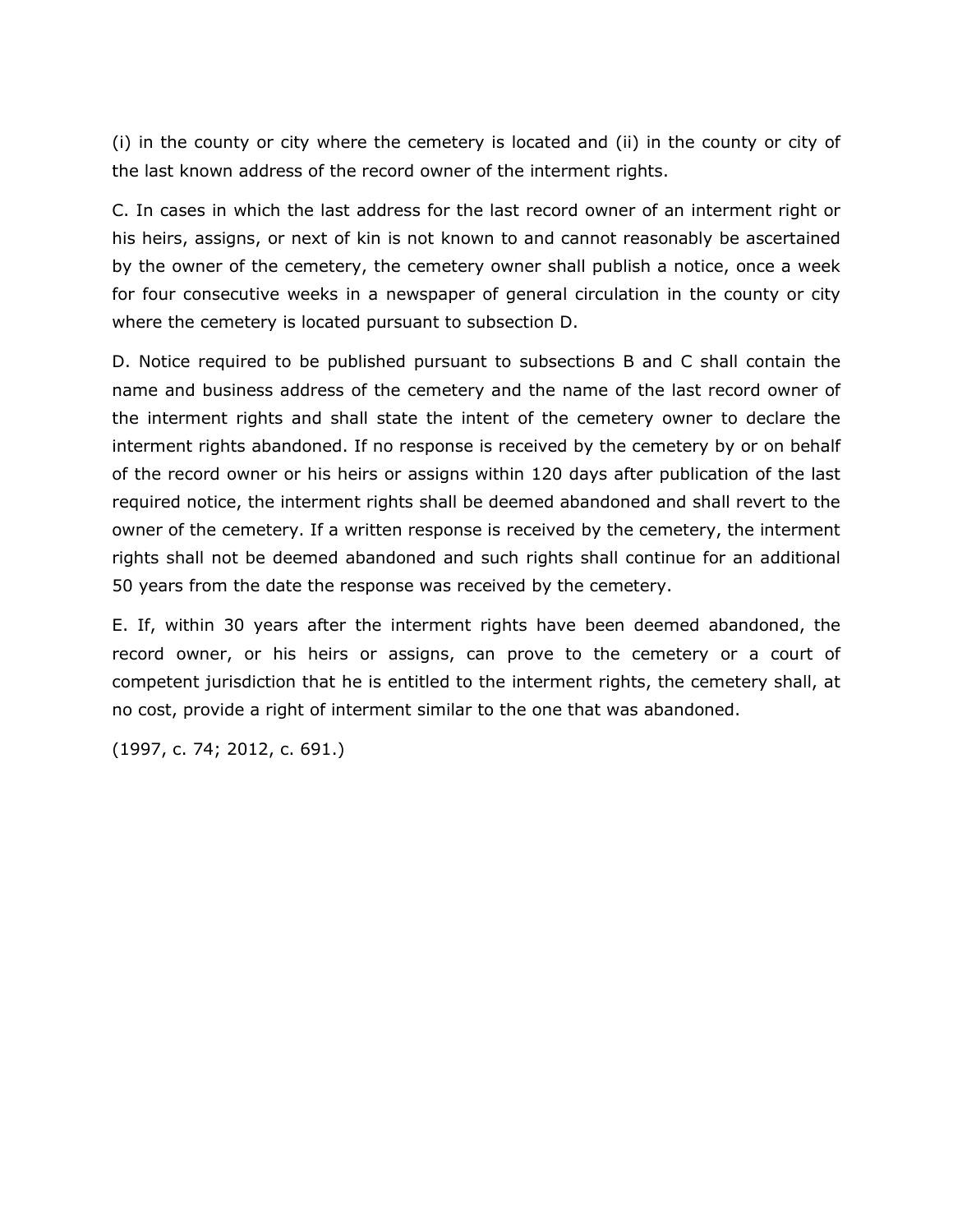(i) in the county or city where the cemetery is located and (ii) in the county or city of the last known address of the record owner of the interment rights.

C. In cases in which the last address for the last record owner of an interment right or his heirs, assigns, or next of kin is not known to and cannot reasonably be ascertained by the owner of the cemetery, the cemetery owner shall publish a notice, once a week for four consecutive weeks in a newspaper of general circulation in the county or city where the cemetery is located pursuant to subsection D.

D. Notice required to be published pursuant to subsections B and C shall contain the name and business address of the cemetery and the name of the last record owner of the interment rights and shall state the intent of the cemetery owner to declare the interment rights abandoned. If no response is received by the cemetery by or on behalf of the record owner or his heirs or assigns within 120 days after publication of the last required notice, the interment rights shall be deemed abandoned and shall revert to the owner of the cemetery. If a written response is received by the cemetery, the interment rights shall not be deemed abandoned and such rights shall continue for an additional 50 years from the date the response was received by the cemetery.

E. If, within 30 years after the interment rights have been deemed abandoned, the record owner, or his heirs or assigns, can prove to the cemetery or a court of competent jurisdiction that he is entitled to the interment rights, the cemetery shall, at no cost, provide a right of interment similar to the one that was abandoned.

(1997, c. 74; 2012, c. 691.)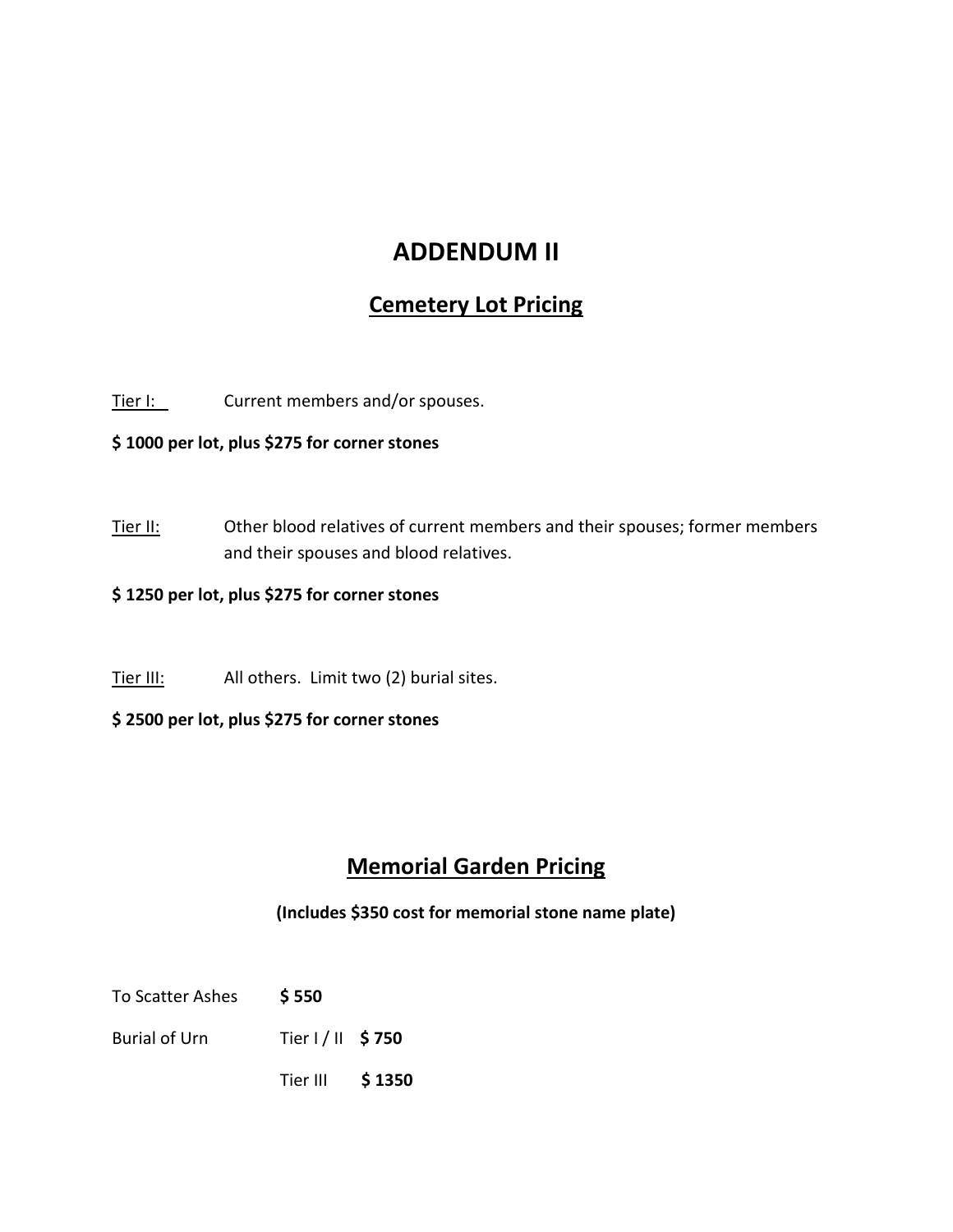# ADDENDUM II

## Cemetery Lot Pricing

Tier I: Current members and/or spouses.

**$ 1000 per lot, plus $275 for corner stones**

Tier II: Other blood relatives of current members and their spouses; former members and their spouses and blood relatives.

**$ 1250 per lot, plus $275 for corner stones**

Tier III: All others. Limit two (2) burial sites.

**$ 2500 per lot, plus $275 for corner stones**

## Memorial Garden Pricing

**(Includes $350 cost for memorial stone name plate)**

To Scatter Ashes **$ 550**

Burial of Urn Tier I / II **$ 750**

Tier III **$ 1350**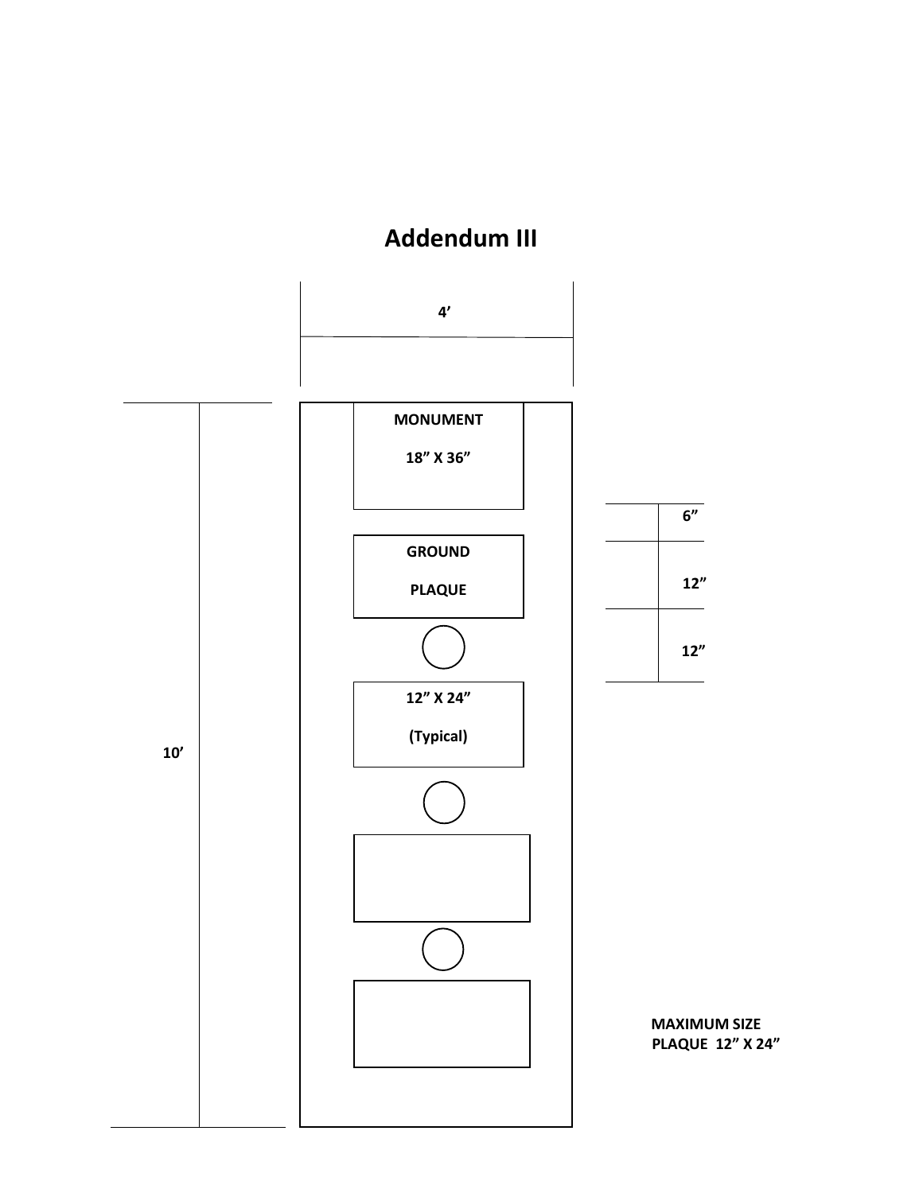# Addendum III

4’

10’

MONUMENT

18” X 36”

6”

GROUND

PLAQUE

12”

12”

12” X 24”

(Typical)

MAXIMUM SIZE
PLAQUE 12” X 24”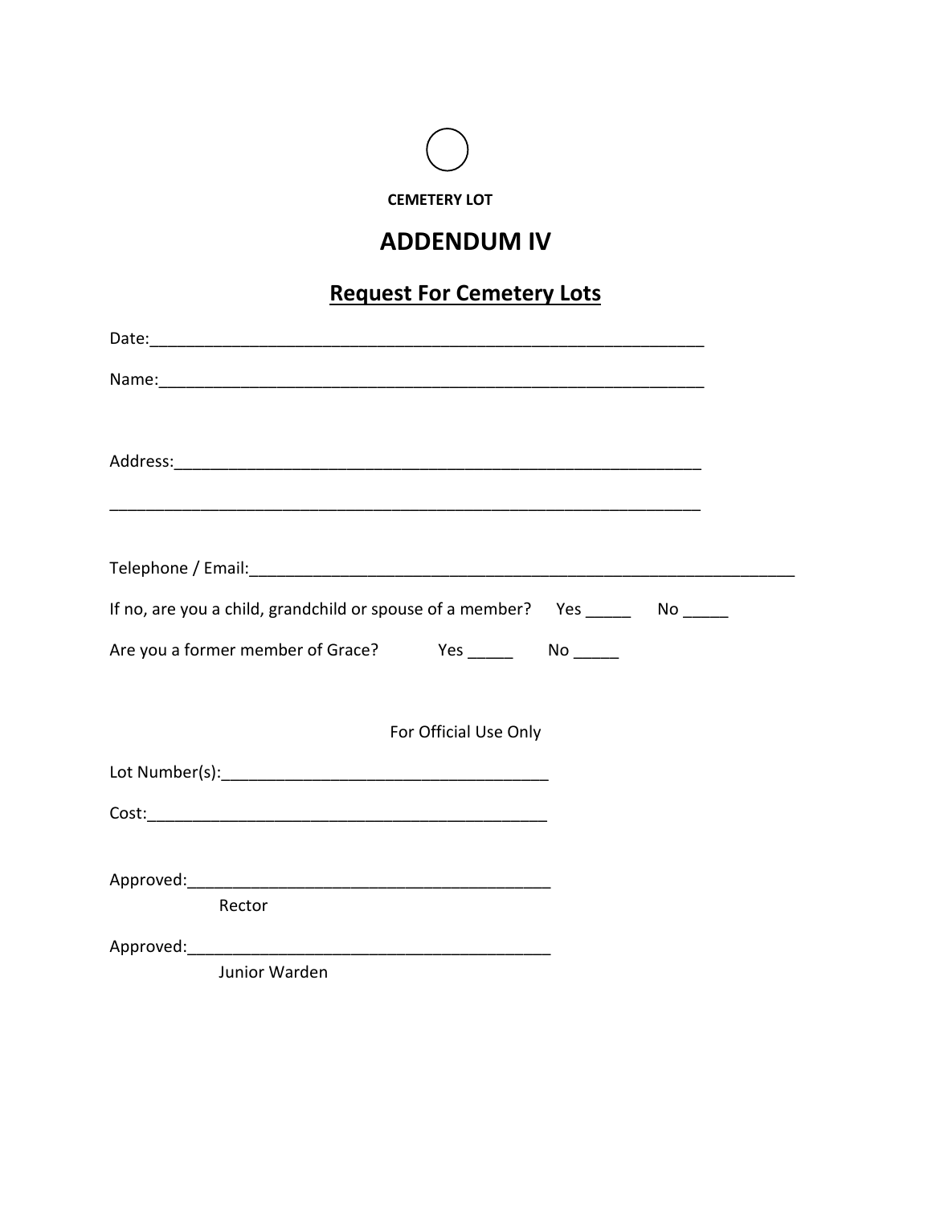CEMETERY LOT

# ADDENDUM IV

## Request For Cemetery Lots

Date:_______________________________________________________________

Name:______________________________________________________________

Address:____________________________________________________________

____________________________________________________________________

Telephone / Email:____________________________________________________________

If no, are you a child, grandchild or spouse of a member? Yes _____ No _____

Are you a former member of Grace? Yes _____ No _____

For Official Use Only

Lot Number(s):____________________________________

Cost:____________________________________________

Approved:_________________________________________
Rector

Approved:_________________________________________
Junior Warden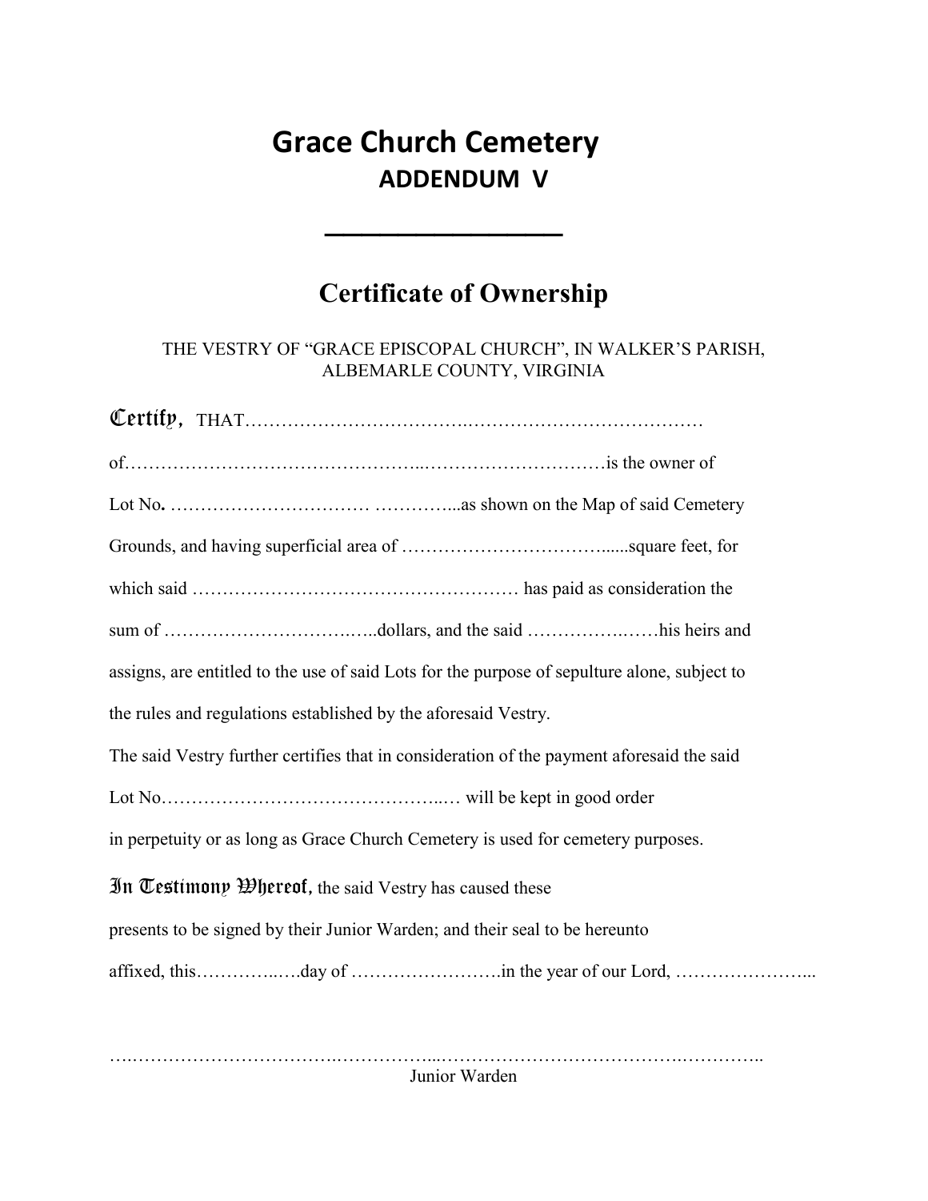# Grace Church Cemetery

## ADDENDUM V

---

## Certificate of Ownership

THE VESTRY OF "GRACE EPISCOPAL CHURCH", IN WALKER'S PARISH, ALBEMARLE COUNTY, VIRGINIA

**Certify,** THAT……………………………….…………………………………

of………………………………………..…………………………is the owner of

Lot No**.** …………………………… …………...as shown on the Map of said Cemetery

Grounds, and having superficial area of …………………………......square feet, for

which said ……………………………………………… has paid as consideration the

sum of ………………………….…..dollars, and the said …………….……his heirs and

assigns, are entitled to the use of said Lots for the purpose of sepulture alone, subject to

the rules and regulations established by the aforesaid Vestry.

The said Vestry further certifies that in consideration of the payment aforesaid the said

Lot No……………………………………..… will be kept in good order

in perpetuity or as long as Grace Church Cemetery is used for cemetery purposes.

**In Testimony Whereof,** the said Vestry has caused these

presents to be signed by their Junior Warden; and their seal to be hereunto

affixed, this…………..….day of …………………….in the year of our Lord, …………………...

….……………………………..…………...……………………………….…………..

Junior Warden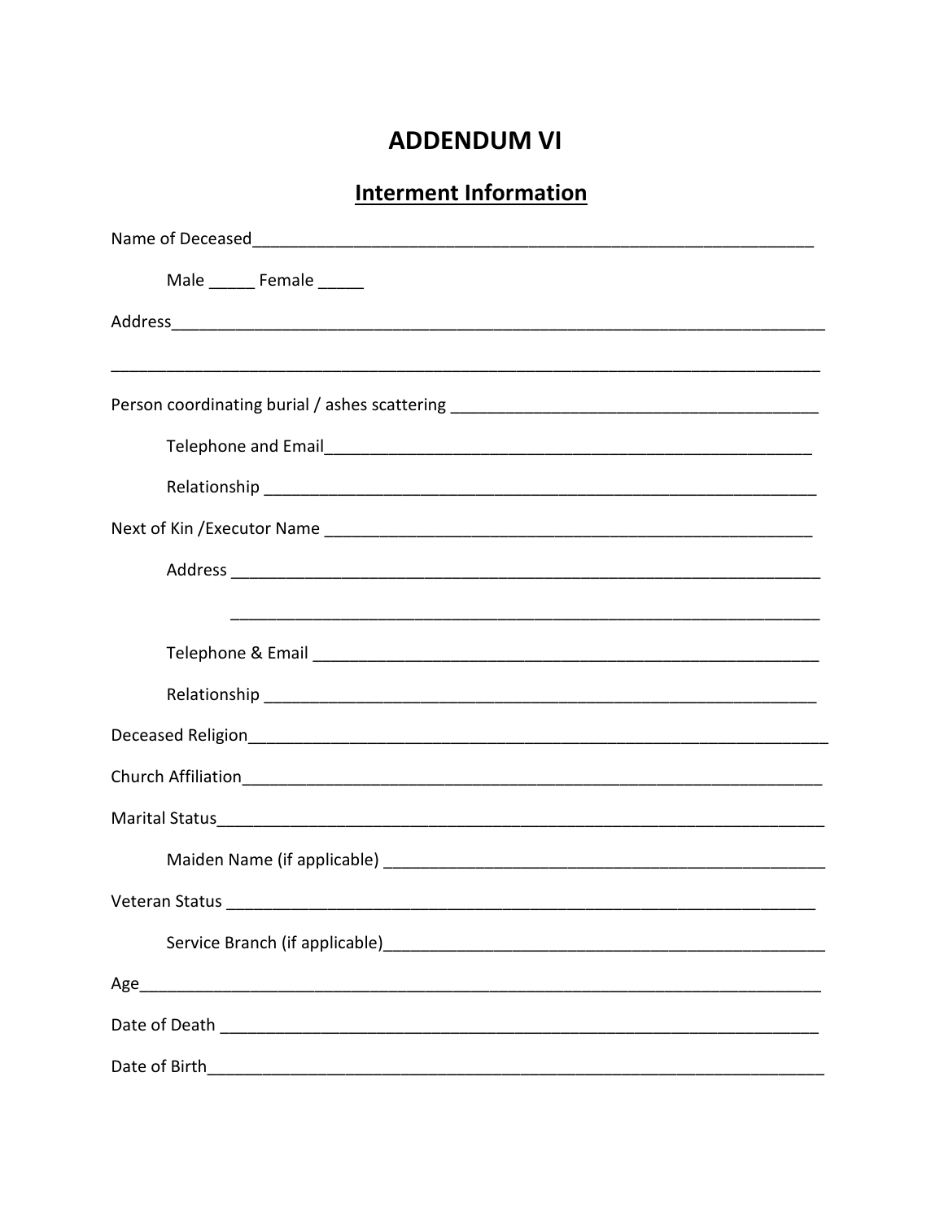# ADDENDUM VI

## Interment Information

Name of Deceased_______________________________________________________________

Male _____ Female _____

Address_____________________________________________________________________

____________________________________________________________________________

Person coordinating burial / ashes scattering ________________________________________

Telephone and Email___________________________________________________

Relationship _________________________________________________________

Next of Kin /Executor Name ____________________________________________________

Address ____________________________________________________________

____________________________________________________________

Telephone & Email ____________________________________________________

Relationship _________________________________________________________

Deceased Religion_______________________________________________________________

Church Affiliation________________________________________________________________

Marital Status___________________________________________________________________

Maiden Name (if applicable) ______________________________________________

Veteran Status _________________________________________________________________

Service Branch (if applicable)______________________________________________

Age__________________________________________________________________________

Date of Death __________________________________________________________________

Date of Birth___________________________________________________________________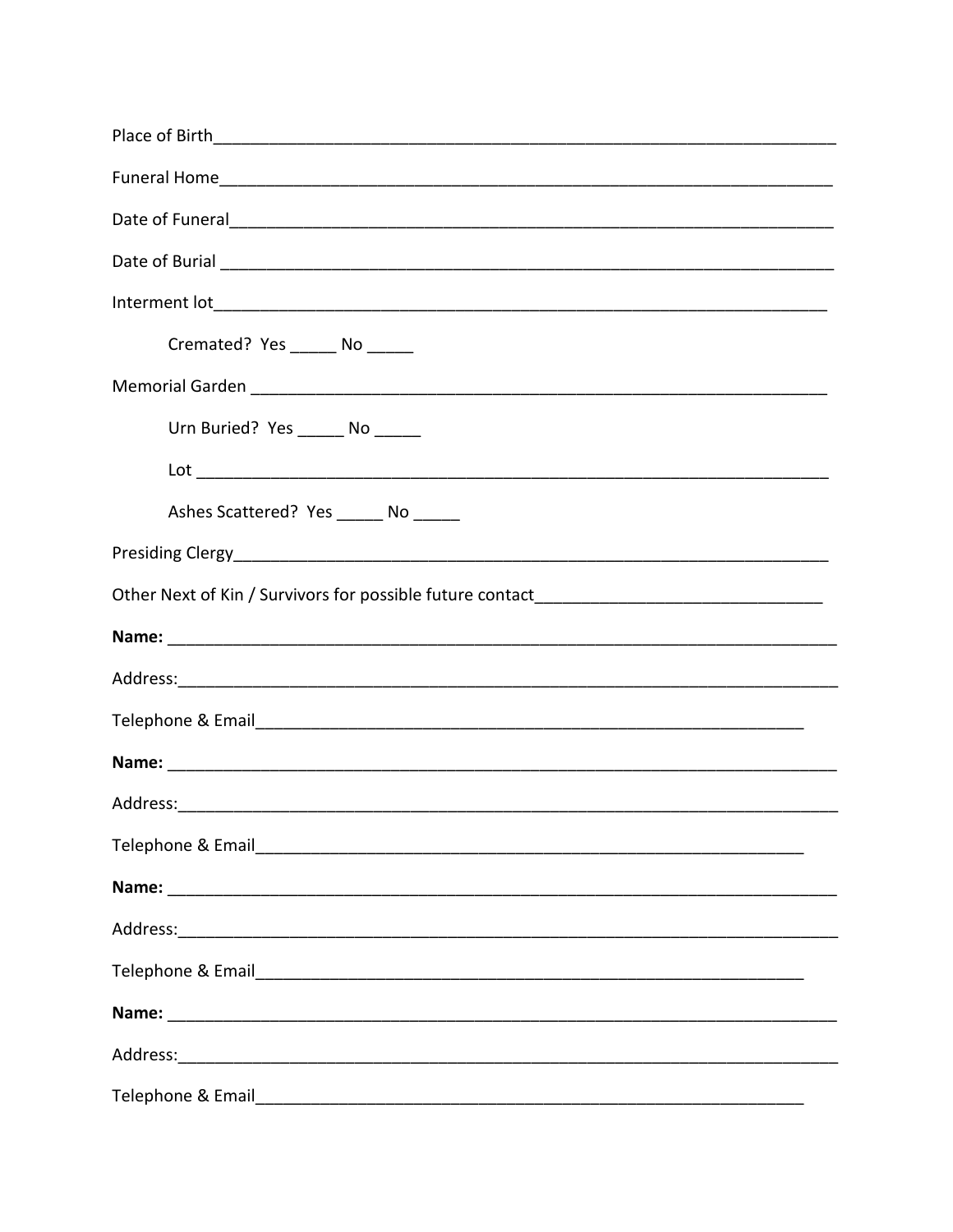Place of Birth_______________________________________________________________

Funeral Home_______________________________________________________________

Date of Funeral_____________________________________________________________

Date of Burial ______________________________________________________________

Interment lot_______________________________________________________________

Cremated? Yes _____ No _____

Memorial Garden ____________________________________________________________

Urn Buried? Yes _____ No _____

Lot _________________________________________________________________

Ashes Scattered? Yes _____ No _____

Presiding Clergy_____________________________________________________________

Other Next of Kin / Survivors for possible future contact_____________________________

**Name:** _________________________________________________________________

Address:__________________________________________________________________

Telephone & Email__________________________________________________________

**Name:** _________________________________________________________________

Address:__________________________________________________________________

Telephone & Email__________________________________________________________

**Name:** _________________________________________________________________

Address:__________________________________________________________________

Telephone & Email__________________________________________________________

**Name:** _________________________________________________________________

Address:__________________________________________________________________

Telephone & Email__________________________________________________________